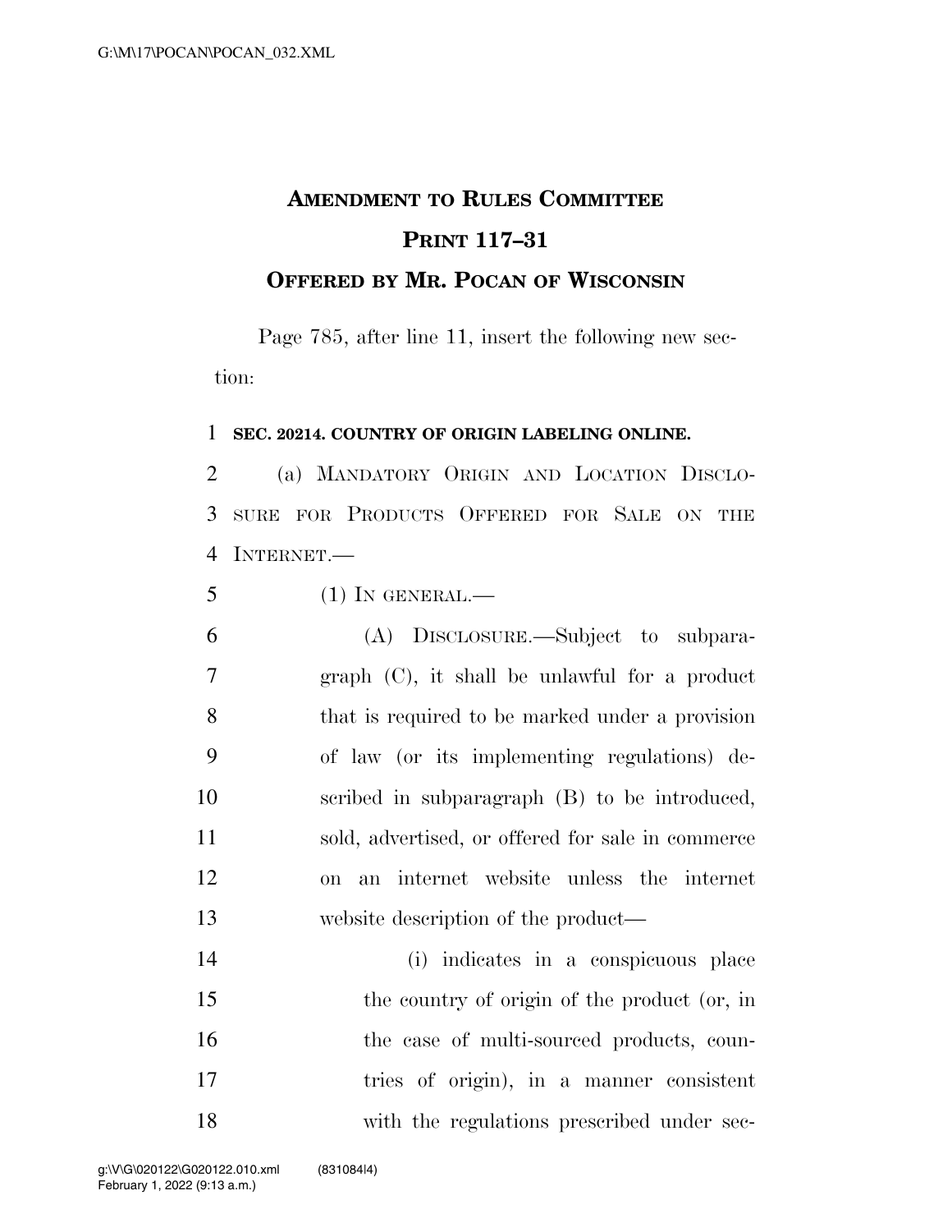# Amendment to Rules Committee Print 117–31

## Offered by Mr. Pocan of Wisconsin

Page 785, after line 11, insert the following new section:

**SEC. 20214. COUNTRY OF ORIGIN LABELING ONLINE.**

(a) Mandatory Origin and Location Disclosure for Products Offered for Sale on the Internet.—

(1) In general.—

(A) Disclosure.—Subject to subparagraph (C), it shall be unlawful for a product that is required to be marked under a provision of law (or its implementing regulations) described in subparagraph (B) to be introduced, sold, advertised, or offered for sale in commerce on an internet website unless the internet website description of the product—

(i) indicates in a conspicuous place the country of origin of the product (or, in the case of multi-sourced products, countries of origin), in a manner consistent with the regulations prescribed under sec-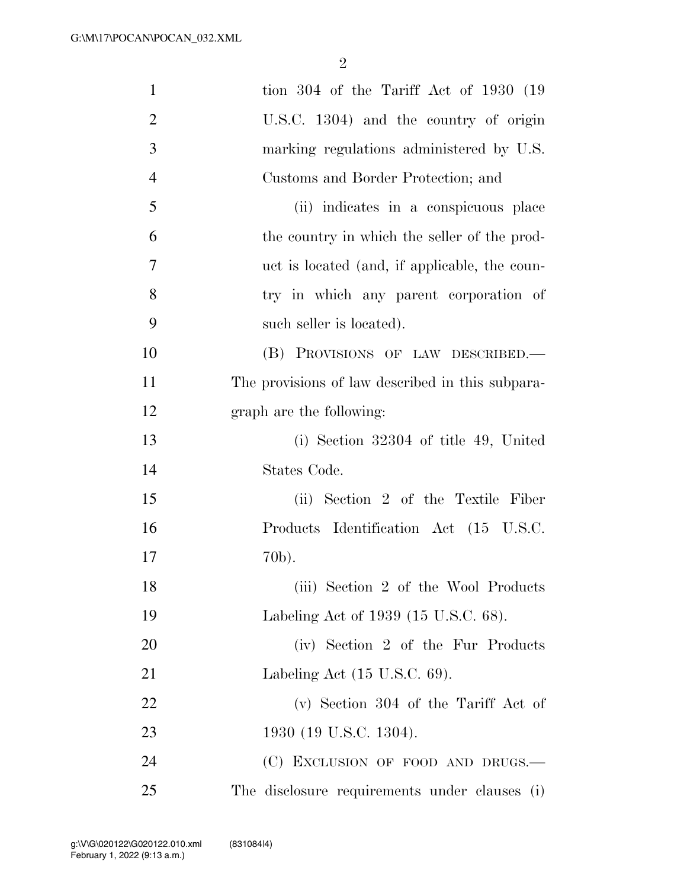tion 304 of the Tariff Act of 1930 (19 U.S.C. 1304) and the country of origin marking regulations administered by U.S. Customs and Border Protection; and

(ii) indicates in a conspicuous place the country in which the seller of the product is located (and, if applicable, the country in which any parent corporation of such seller is located).

(B) PROVISIONS OF LAW DESCRIBED.—The provisions of law described in this subparagraph are the following:

(i) Section 32304 of title 49, United States Code.

(ii) Section 2 of the Textile Fiber Products Identification Act (15 U.S.C. 70b).

(iii) Section 2 of the Wool Products Labeling Act of 1939 (15 U.S.C. 68).

(iv) Section 2 of the Fur Products Labeling Act (15 U.S.C. 69).

(v) Section 304 of the Tariff Act of 1930 (19 U.S.C. 1304).

(C) EXCLUSION OF FOOD AND DRUGS.—The disclosure requirements under clauses (i)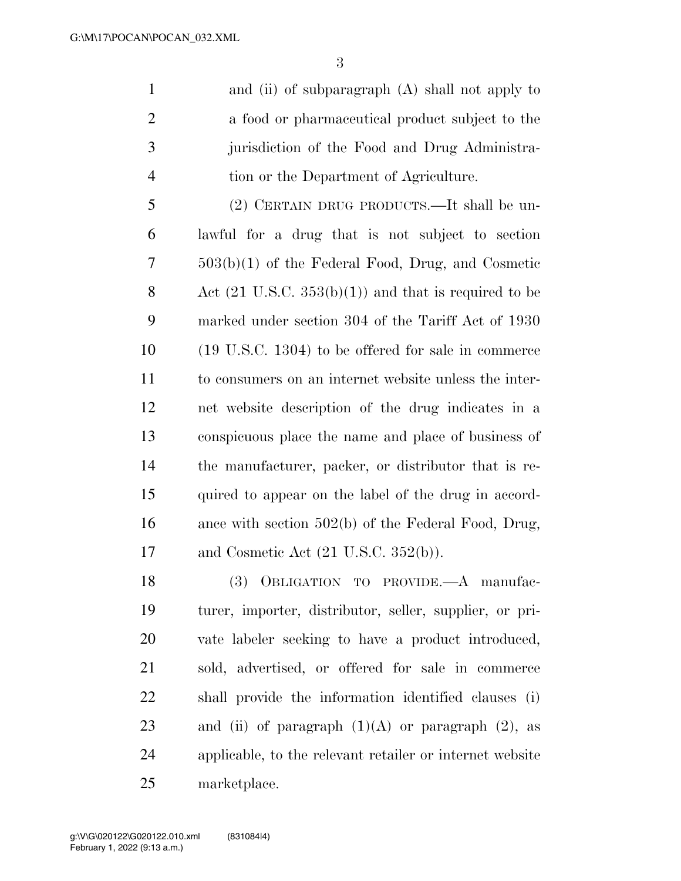and (ii) of subparagraph (A) shall not apply to a food or pharmaceutical product subject to the jurisdiction of the Food and Drug Administration or the Department of Agriculture.

(2) CERTAIN DRUG PRODUCTS.—It shall be unlawful for a drug that is not subject to section 503(b)(1) of the Federal Food, Drug, and Cosmetic Act (21 U.S.C. 353(b)(1)) and that is required to be marked under section 304 of the Tariff Act of 1930 (19 U.S.C. 1304) to be offered for sale in commerce to consumers on an internet website unless the internet website description of the drug indicates in a conspicuous place the name and place of business of the manufacturer, packer, or distributor that is required to appear on the label of the drug in accordance with section 502(b) of the Federal Food, Drug, and Cosmetic Act (21 U.S.C. 352(b)).

(3) OBLIGATION TO PROVIDE.—A manufacturer, importer, distributor, seller, supplier, or private labeler seeking to have a product introduced, sold, advertised, or offered for sale in commerce shall provide the information identified clauses (i) and (ii) of paragraph (1)(A) or paragraph (2), as applicable, to the relevant retailer or internet website marketplace.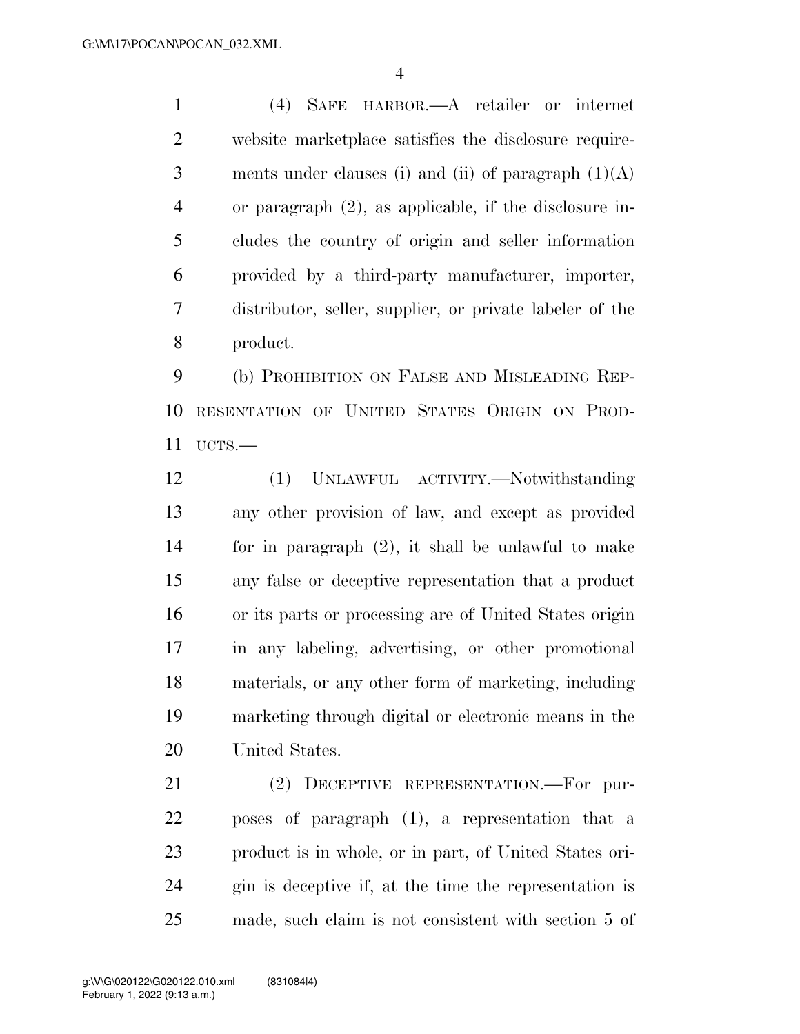(4) SAFE HARBOR.—A retailer or internet website marketplace satisfies the disclosure requirements under clauses (i) and (ii) of paragraph (1)(A) or paragraph (2), as applicable, if the disclosure includes the country of origin and seller information provided by a third-party manufacturer, importer, distributor, seller, supplier, or private labeler of the product.

(b) PROHIBITION ON FALSE AND MISLEADING REPRESENTATION OF UNITED STATES ORIGIN ON PRODUCTS.—

(1) UNLAWFUL ACTIVITY.—Notwithstanding any other provision of law, and except as provided for in paragraph (2), it shall be unlawful to make any false or deceptive representation that a product or its parts or processing are of United States origin in any labeling, advertising, or other promotional materials, or any other form of marketing, including marketing through digital or electronic means in the United States.

(2) DECEPTIVE REPRESENTATION.—For purposes of paragraph (1), a representation that a product is in whole, or in part, of United States origin is deceptive if, at the time the representation is made, such claim is not consistent with section 5 of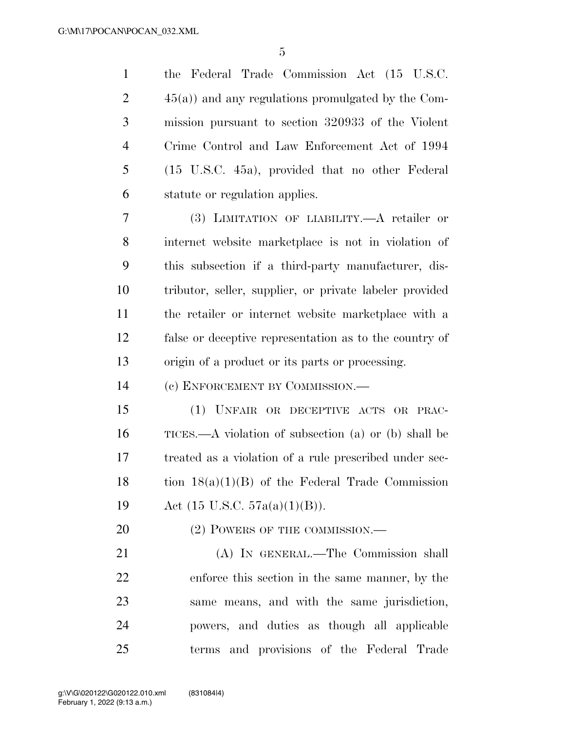the Federal Trade Commission Act (15 U.S.C. 45(a)) and any regulations promulgated by the Commission pursuant to section 320933 of the Violent Crime Control and Law Enforcement Act of 1994 (15 U.S.C. 45a), provided that no other Federal statute or regulation applies.

(3) LIMITATION OF LIABILITY.—A retailer or internet website marketplace is not in violation of this subsection if a third-party manufacturer, distributor, seller, supplier, or private labeler provided the retailer or internet website marketplace with a false or deceptive representation as to the country of origin of a product or its parts or processing.

(c) ENFORCEMENT BY COMMISSION.—

(1) UNFAIR OR DECEPTIVE ACTS OR PRACTICES.—A violation of subsection (a) or (b) shall be treated as a violation of a rule prescribed under section 18(a)(1)(B) of the Federal Trade Commission Act (15 U.S.C. 57a(a)(1)(B)).

(2) POWERS OF THE COMMISSION.—

(A) IN GENERAL.—The Commission shall enforce this section in the same manner, by the same means, and with the same jurisdiction, powers, and duties as though all applicable terms and provisions of the Federal Trade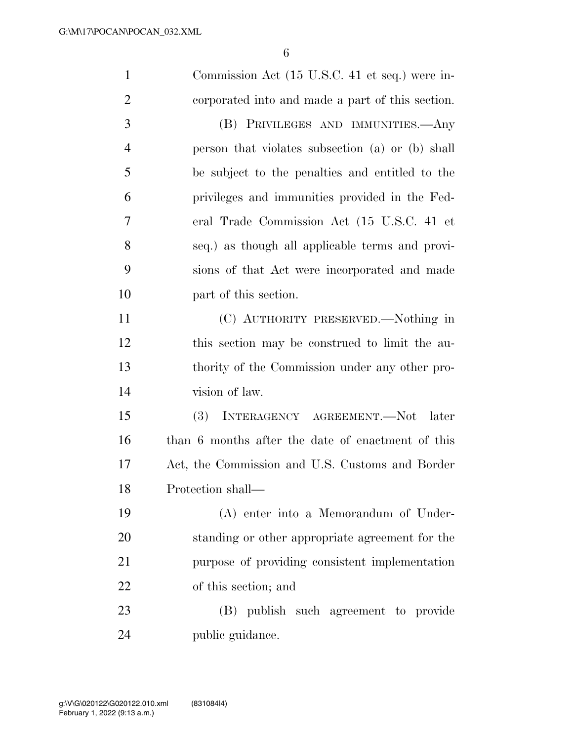Commission Act (15 U.S.C. 41 et seq.) were incorporated into and made a part of this section.

(B) PRIVILEGES AND IMMUNITIES.—Any person that violates subsection (a) or (b) shall be subject to the penalties and entitled to the privileges and immunities provided in the Federal Trade Commission Act (15 U.S.C. 41 et seq.) as though all applicable terms and provisions of that Act were incorporated and made part of this section.

(C) AUTHORITY PRESERVED.—Nothing in this section may be construed to limit the authority of the Commission under any other provision of law.

(3) INTERAGENCY AGREEMENT.—Not later than 6 months after the date of enactment of this Act, the Commission and U.S. Customs and Border Protection shall—

(A) enter into a Memorandum of Understanding or other appropriate agreement for the purpose of providing consistent implementation of this section; and

(B) publish such agreement to provide public guidance.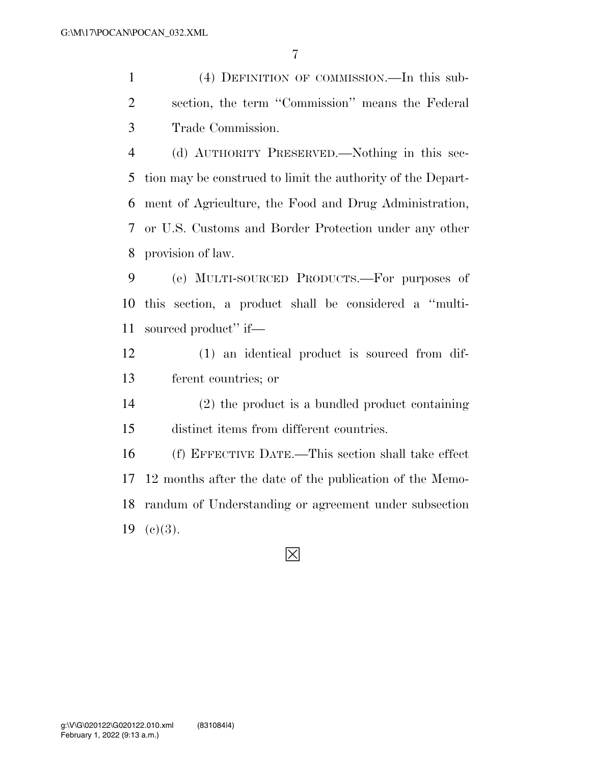(4) DEFINITION OF COMMISSION.—In this subsection, the term ''Commission'' means the Federal Trade Commission.

(d) AUTHORITY PRESERVED.—Nothing in this section may be construed to limit the authority of the Department of Agriculture, the Food and Drug Administration, or U.S. Customs and Border Protection under any other provision of law.

(e) MULTI-SOURCED PRODUCTS.—For purposes of this section, a product shall be considered a ''multi-sourced product'' if—

(1) an identical product is sourced from different countries; or

(2) the product is a bundled product containing distinct items from different countries.

(f) EFFECTIVE DATE.—This section shall take effect 12 months after the date of the publication of the Memorandum of Understanding or agreement under subsection (c)(3).

☒